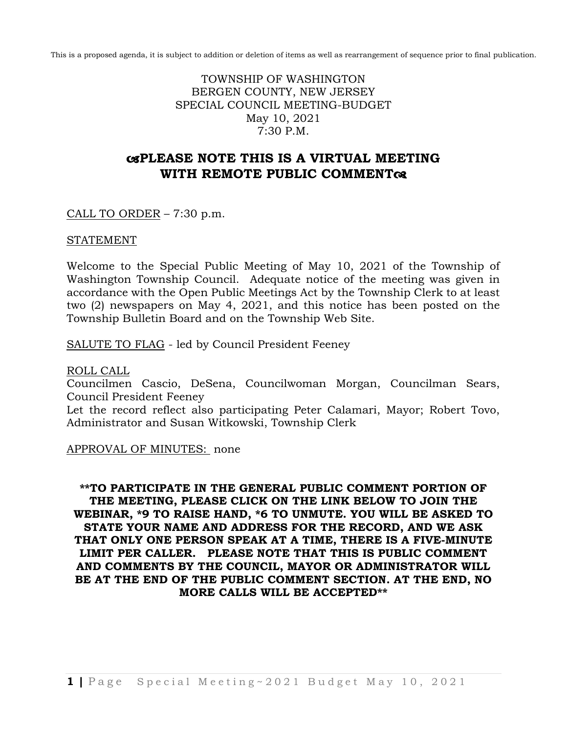This is a proposed agenda, it is subject to addition or deletion of items as well as rearrangement of sequence prior to final publication.

TOWNSHIP OF WASHINGTON
BERGEN COUNTY, NEW JERSEY
SPECIAL COUNCIL MEETING-BUDGET
May 10, 2021
7:30 P.M.

## ೞPLEASE NOTE THIS IS A VIRTUAL MEETING WITH REMOTE PUBLIC COMMENTೞ

CALL TO ORDER – 7:30 p.m.

STATEMENT

Welcome to the Special Public Meeting of May 10, 2021 of the Township of Washington Township Council. Adequate notice of the meeting was given in accordance with the Open Public Meetings Act by the Township Clerk to at least two (2) newspapers on May 4, 2021, and this notice has been posted on the Township Bulletin Board and on the Township Web Site.

SALUTE TO FLAG - led by Council President Feeney

ROLL CALL
Councilmen Cascio, DeSena, Councilwoman Morgan, Councilman Sears, Council President Feeney
Let the record reflect also participating Peter Calamari, Mayor; Robert Tovo, Administrator and Susan Witkowski, Township Clerk

APPROVAL OF MINUTES: none

**\*\*TO PARTICIPATE IN THE GENERAL PUBLIC COMMENT PORTION OF THE MEETING, PLEASE CLICK ON THE LINK BELOW TO JOIN THE WEBINAR, *9 TO RAISE HAND, *6 TO UNMUTE. YOU WILL BE ASKED TO STATE YOUR NAME AND ADDRESS FOR THE RECORD, AND WE ASK THAT ONLY ONE PERSON SPEAK AT A TIME, THERE IS A FIVE-MINUTE LIMIT PER CALLER. PLEASE NOTE THAT THIS IS PUBLIC COMMENT AND COMMENTS BY THE COUNCIL, MAYOR OR ADMINISTRATOR WILL BE AT THE END OF THE PUBLIC COMMENT SECTION. AT THE END, NO MORE CALLS WILL BE ACCEPTED\*\***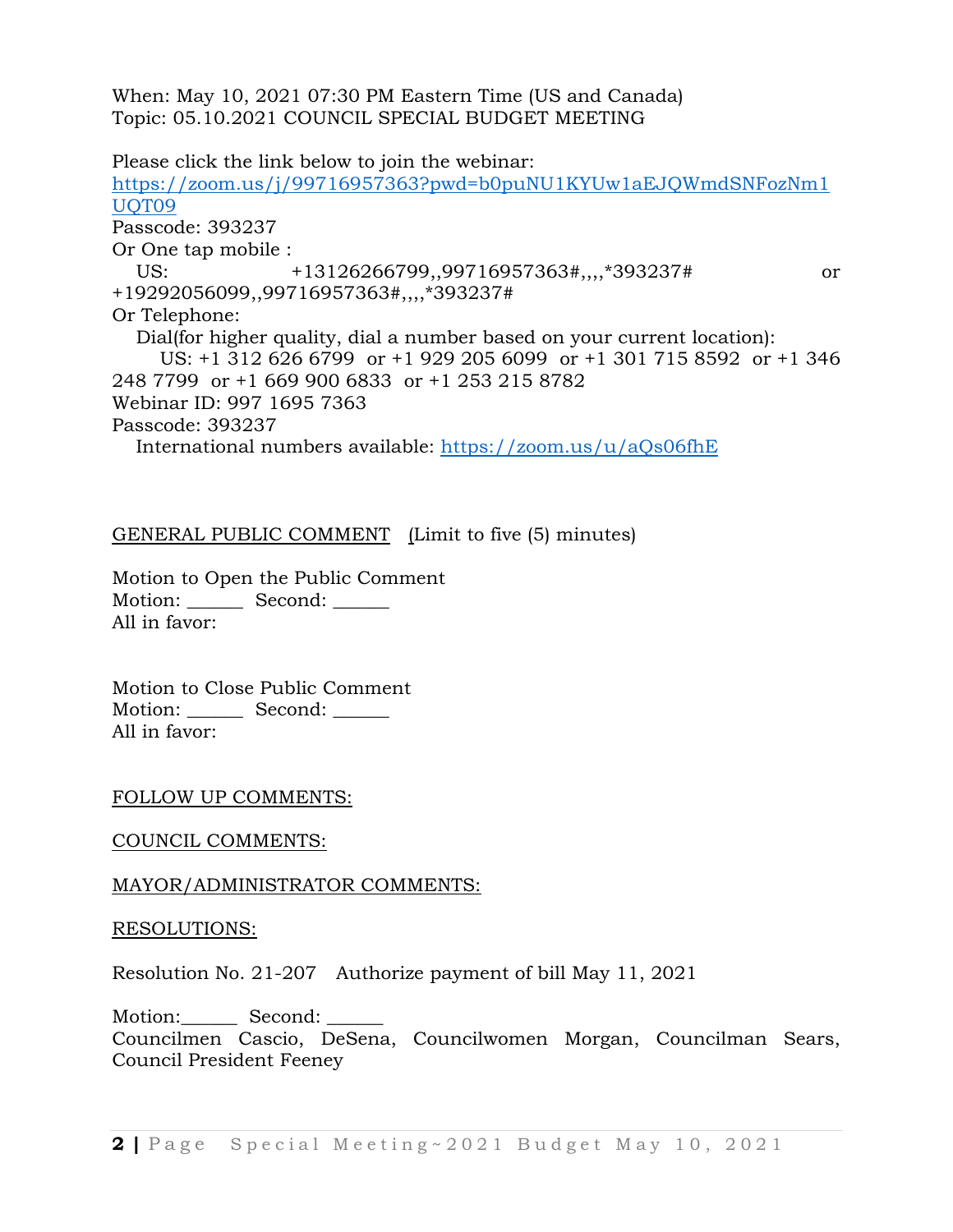When: May 10, 2021 07:30 PM Eastern Time (US and Canada)
Topic: 05.10.2021 COUNCIL SPECIAL BUDGET MEETING

Please click the link below to join the webinar:
[https://zoom.us/j/99716957363?pwd=b0puNU1KYUw1aEJQWmdSNFozNm1UQT09](https://zoom.us/j/99716957363?pwd=b0puNU1KYUw1aEJQWmdSNFozNm1UQT09)
Passcode: 393237
Or One tap mobile :
US: +13126266799,,99716957363#,,,,*393237# or +19292056099,,99716957363#,,,,*393237#
Or Telephone:
Dial(for higher quality, dial a number based on your current location):
US: +1 312 626 6799 or +1 929 205 6099 or +1 301 715 8592 or +1 346 248 7799 or +1 669 900 6833 or +1 253 215 8782
Webinar ID: 997 1695 7363
Passcode: 393237
International numbers available: [https://zoom.us/u/aQs06fhE](https://zoom.us/u/aQs06fhE)

GENERAL PUBLIC COMMENT (Limit to five (5) minutes)

Motion to Open the Public Comment
Motion: ______ Second: ______
All in favor:

Motion to Close Public Comment
Motion: ______ Second: ______
All in favor:

FOLLOW UP COMMENTS:

COUNCIL COMMENTS:

MAYOR/ADMINISTRATOR COMMENTS:

RESOLUTIONS:

Resolution No. 21-207 Authorize payment of bill May 11, 2021

Motion:______ Second: ______
Councilmen Cascio, DeSena, Councilwomen Morgan, Councilman Sears, Council President Feeney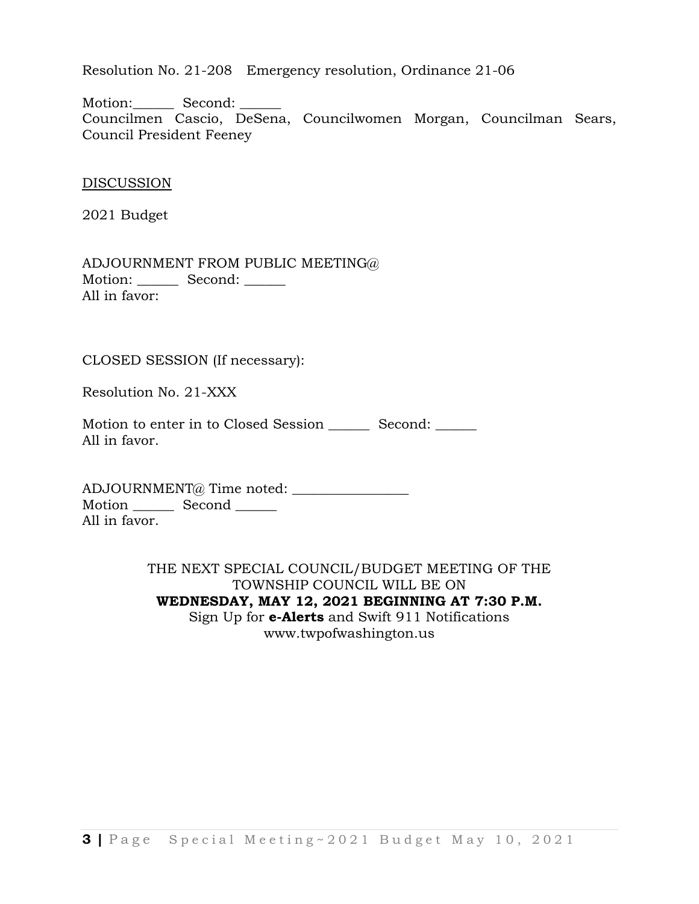Resolution No. 21-208 Emergency resolution, Ordinance 21-06

Motion:______ Second: ______
Councilmen Cascio, DeSena, Councilwomen Morgan, Councilman Sears, Council President Feeney

<u>DISCUSSION</u>

2021 Budget

ADJOURNMENT FROM PUBLIC MEETING@
Motion: ______ Second: ______
All in favor:

CLOSED SESSION (If necessary):

Resolution No. 21-XXX

Motion to enter in to Closed Session ______ Second: ______
All in favor.

ADJOURNMENT@ Time noted: ________________
Motion ______ Second ______
All in favor.

THE NEXT SPECIAL COUNCIL/BUDGET MEETING OF THE TOWNSHIP COUNCIL WILL BE ON
**WEDNESDAY, MAY 12, 2021 BEGINNING AT 7:30 P.M.**
Sign Up for **e-Alerts** and Swift 911 Notifications
www.twpofwashington.us